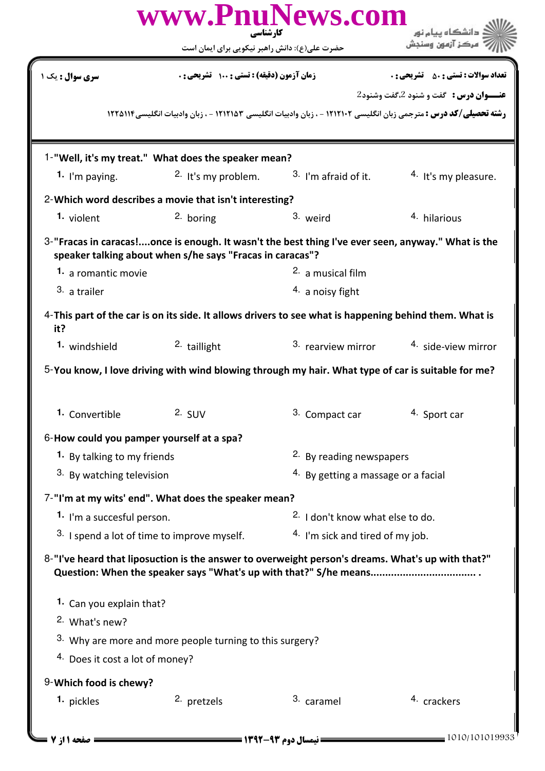کارشناسی

حضرت علی(ع): دانش راهبر نیکویی برای ایمان است

| سری سوال : یک ۱ | زمان آزمون (دقیقه) : تستی : ۱۰۰ تشریحی : ۰ | تعداد سوالات : تستی : ۵۰ تشریحی : ۰ |
|---|---|---|

**عنـــوان درس :** گفت و شنود 2،گفت وشنود2

**رشته تحصیلی/کد درس :** مترجمی زبان انگلیسی ۱۲۱۲۱۰۲ - ، زبان وادبیات انگلیسی ۱۲۱۲۱۵۳ - ، زبان وادبیات انگلیسی۱۲۲۵۱۱۴

1-**"Well, it's my treat." What does the speaker mean?**

1. I'm paying.
2. It's my problem.
3. I'm afraid of it.
4. It's my pleasure.

2-**Which word describes a movie that isn't interesting?**

1. violent
2. boring
3. weird
4. hilarious

3-**"Fracas in caracas!....once is enough. It wasn't the best thing I've ever seen, anyway." What is the speaker talking about when s/he says "Fracas in caracas"?**

1. a romantic movie
2. a musical film
3. a trailer
4. a noisy fight

4-**This part of the car is on its side. It allows drivers to see what is happening behind them. What is it?**

1. windshield
2. taillight
3. rearview mirror
4. side-view mirror

5-**You know, I love driving with wind blowing through my hair. What type of car is suitable for me?**

1. Convertible
2. SUV
3. Compact car
4. Sport car

6-**How could you pamper yourself at a spa?**

1. By talking to my friends
2. By reading newspapers
3. By watching television
4. By getting a massage or a facial

7-**"I'm at my wits' end". What does the speaker mean?**

1. I'm a succesful person.
2. I don't know what else to do.
3. I spend a lot of time to improve myself.
4. I'm sick and tired of my job.

8-**"I've heard that liposuction is the answer to overweight person's dreams. What's up with that?" Question: When the speaker says "What's up with that?" S/he means................................... .**

1. Can you explain that?
2. What's new?
3. Why are more and more people turning to this surgery?
4. Does it cost a lot of money?

9-**Which food is chewy?**

1. pickles
2. pretzels
3. caramel
4. crackers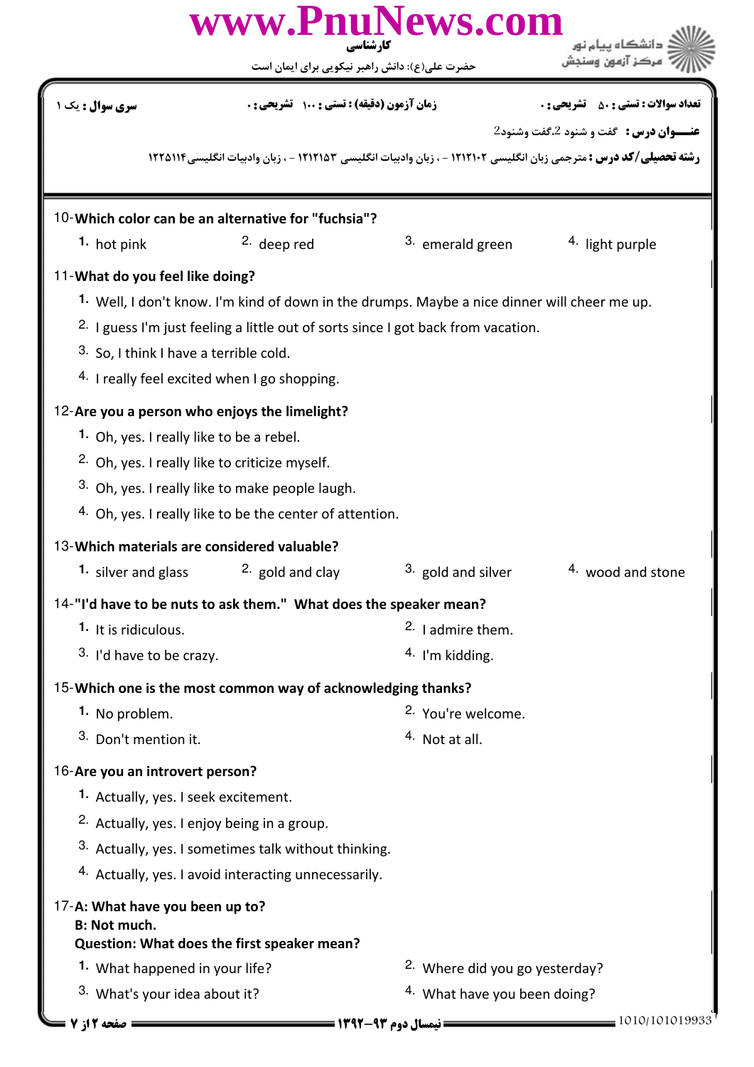10-**Which color can be an alternative for "fuchsia"?**

1. hot pink
2. deep red
3. emerald green
4. light purple

11-**What do you feel like doing?**

1. Well, I don't know. I'm kind of down in the drumps. Maybe a nice dinner will cheer me up.
2. I guess I'm just feeling a little out of sorts since I got back from vacation.
3. So, I think I have a terrible cold.
4. I really feel excited when I go shopping.

12-**Are you a person who enjoys the limelight?**

1. Oh, yes. I really like to be a rebel.
2. Oh, yes. I really like to criticize myself.
3. Oh, yes. I really like to make people laugh.
4. Oh, yes. I really like to be the center of attention.

13-**Which materials are considered valuable?**

1. silver and glass
2. gold and clay
3. gold and silver
4. wood and stone

14-**"I'd have to be nuts to ask them." What does the speaker mean?**

1. It is ridiculous.
2. I admire them.
3. I'd have to be crazy.
4. I'm kidding.

15-**Which one is the most common way of acknowledging thanks?**

1. No problem.
2. You're welcome.
3. Don't mention it.
4. Not at all.

16-**Are you an introvert person?**

1. Actually, yes. I seek excitement.
2. Actually, yes. I enjoy being in a group.
3. Actually, yes. I sometimes talk without thinking.
4. Actually, yes. I avoid interacting unnecessarily.

17-**A: What have you been up to?**
**B: Not much.**
**Question: What does the first speaker mean?**

1. What happened in your life?
2. Where did you go yesterday?
3. What's your idea about it?
4. What have you been doing?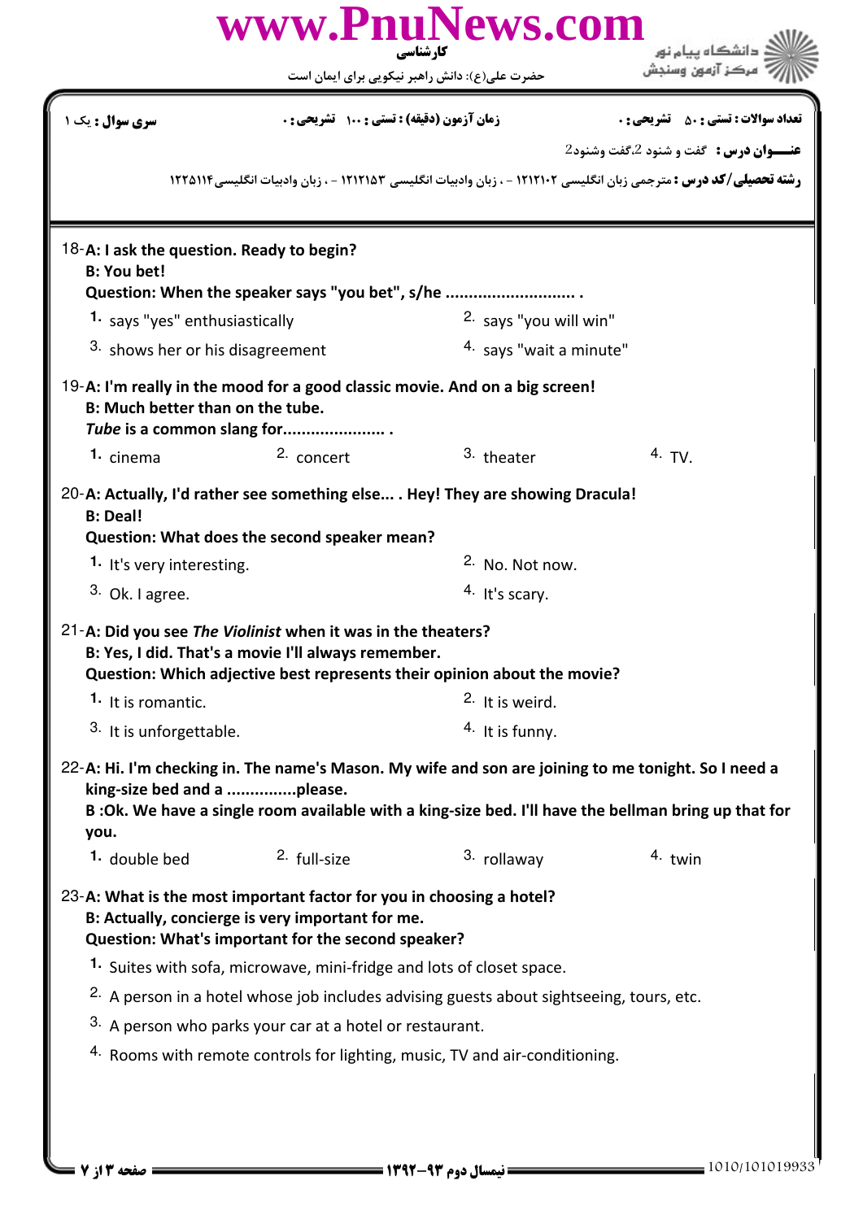| سری سوال : یک ۱ | زمان آزمون (دقیقه) : تستی : ۱۰۰ تشریحی : ۰ | تعداد سوالات : تستی : ۵۰ تشریحی : ۰ |
|---|---|---|

**عنـــوان درس :** گفت و شنود 2،گفت وشنود2

**رشته تحصیلی/کد درس :** مترجمی زبان انگلیسی ۱۲۱۲۱۰۲ - ، زبان وادبیات انگلیسی ۱۲۱۲۱۵۳ - ، زبان وادبیات انگلیسی ۱۲۲۵۱۱۴

18- **A: I ask the question. Ready to begin?**
**B: You bet!**
**Question: When the speaker says "you bet", s/he ........................... .**

1. says "yes" enthusiastically
2. says "you will win"
3. shows her or his disagreement
4. says "wait a minute"

19- **A: I'm really in the mood for a good classic movie. And on a big screen!**
**B: Much better than on the tube.**
***Tube* is a common slang for...................... .**

1. cinema
2. concert
3. theater
4. TV.

20- **A: Actually, I'd rather see something else... . Hey! They are showing Dracula!**
**B: Deal!**
**Question: What does the second speaker mean?**

1. It's very interesting.
2. No. Not now.
3. Ok. I agree.
4. It's scary.

21- **A: Did you see *The Violinist* when it was in the theaters?**
**B: Yes, I did. That's a movie I'll always remember.**
**Question: Which adjective best represents their opinion about the movie?**

1. It is romantic.
2. It is weird.
3. It is unforgettable.
4. It is funny.

22- **A: Hi. I'm checking in. The name's Mason. My wife and son are joining to me tonight. So I need a king-size bed and a ...............please.**
**B :Ok. We have a single room available with a king-size bed. I'll have the bellman bring up that for you.**

1. double bed
2. full-size
3. rollaway
4. twin

23- **A: What is the most important factor for you in choosing a hotel?**
**B: Actually, concierge is very important for me.**
**Question: What's important for the second speaker?**

1. Suites with sofa, microwave, mini-fridge and lots of closet space.
2. A person in a hotel whose job includes advising guests about sightseeing, tours, etc.
3. A person who parks your car at a hotel or restaurant.
4. Rooms with remote controls for lighting, music, TV and air-conditioning.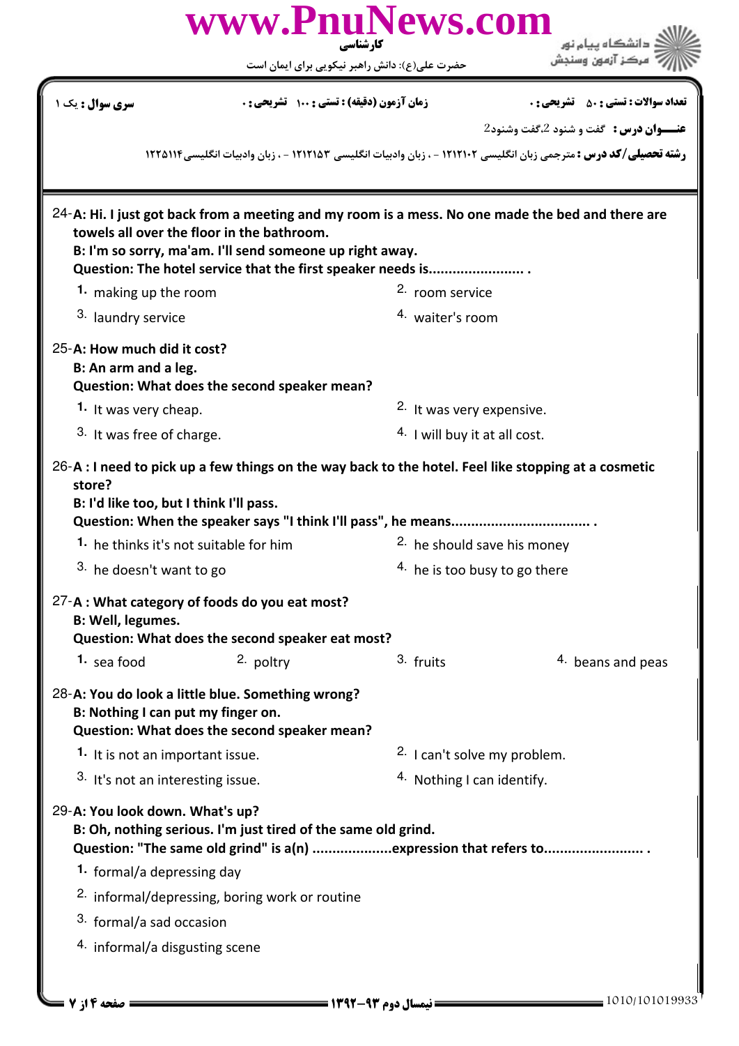24-**A: Hi. I just got back from a meeting and my room is a mess. No one made the bed and there are towels all over the floor in the bathroom.**
**B: I'm so sorry, ma'am. I'll send someone up right away.**
**Question: The hotel service that the first speaker needs is........................ .**

1. making up the room
2. room service
3. laundry service
4. waiter's room

25-**A: How much did it cost?**
**B: An arm and a leg.**
**Question: What does the second speaker mean?**

1. It was very cheap.
2. It was very expensive.
3. It was free of charge.
4. I will buy it at all cost.

26-**A : I need to pick up a few things on the way back to the hotel. Feel like stopping at a cosmetic store?**
**B: I'd like too, but I think I'll pass.**
**Question: When the speaker says "I think I'll pass", he means.................................. .**

1. he thinks it's not suitable for him
2. he should save his money
3. he doesn't want to go
4. he is too busy to go there

27-**A : What category of foods do you eat most?**
**B: Well, legumes.**
**Question: What does the second speaker eat most?**

1. sea food
2. poltry
3. fruits
4. beans and peas

28-**A: You do look a little blue. Something wrong?**
**B: Nothing I can put my finger on.**
**Question: What does the second speaker mean?**

1. It is not an important issue.
2. I can't solve my problem.
3. It's not an interesting issue.
4. Nothing I can identify.

29-**A: You look down. What's up?**
**B: Oh, nothing serious. I'm just tired of the same old grind.**
**Question: "The same old grind" is a(n) ....................expression that refers to......................... .**

1. formal/a depressing day
2. informal/depressing, boring work or routine
3. formal/a sad occasion
4. informal/a disgusting scene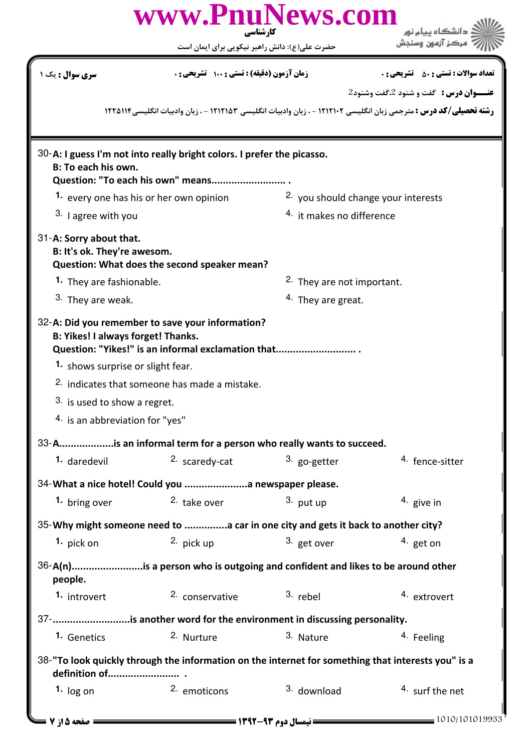| سری سوال : یک ۱ | زمان آزمون (دقیقه) : تستی : ۱۰۰ تشریحی : ۰ | تعداد سوالات : تستی : ۵۰ تشریحی : ۰ |
|---|---|---|

**عنـــوان درس :** گفت و شنود 2،گفت وشنود2

**رشته تحصیلی/کد درس :** مترجمی زبان انگلیسی ۱۲۱۲۱۰۲ - ، زبان وادبیات انگلیسی ۱۲۱۲۱۵۳ - ، زبان وادبیات انگلیسی ۱۲۲۵۱۱۴

30- **A: I guess I'm not into really bright colors. I prefer the picasso.**
**B: To each his own.**
**Question: "To each his own" means.......................... .**

1. every one has his or her own opinion
2. you should change your interests
3. I agree with you
4. it makes no difference

31- **A: Sorry about that.**
**B: It's ok. They're awesom.**
**Question: What does the second speaker mean?**

1. They are fashionable.
2. They are not important.
3. They are weak.
4. They are great.

32- **A: Did you remember to save your information?**
**B: Yikes! I always forget! Thanks.**
**Question: "Yikes!" is an informal exclamation that............................ .**

1. shows surprise or slight fear.
2. indicates that someone has made a mistake.
3. is used to show a regret.
4. is an abbreviation for "yes"

33- **A...................is an informal term for a person who really wants to succeed.**

1. daredevil
2. scaredy-cat
3. go-getter
4. fence-sitter

34- **What a nice hotel! Could you ......................a newspaper please.**

1. bring over
2. take over
3. put up
4. give in

35- **Why might someone need to ...............a car in one city and gets it back to another city?**

1. pick on
2. pick up
3. get over
4. get on

36- **A(n).........................is a person who is outgoing and confident and likes to be around other people.**

1. introvert
2. conservative
3. rebel
4. extrovert

37- **...........................is another word for the environment in discussing personality.**

1. Genetics
2. Nurture
3. Nature
4. Feeling

38- **"To look quickly through the information on the internet for something that interests you" is a definition of......................... .**

1. log on
2. emoticons
3. download
4. surf the net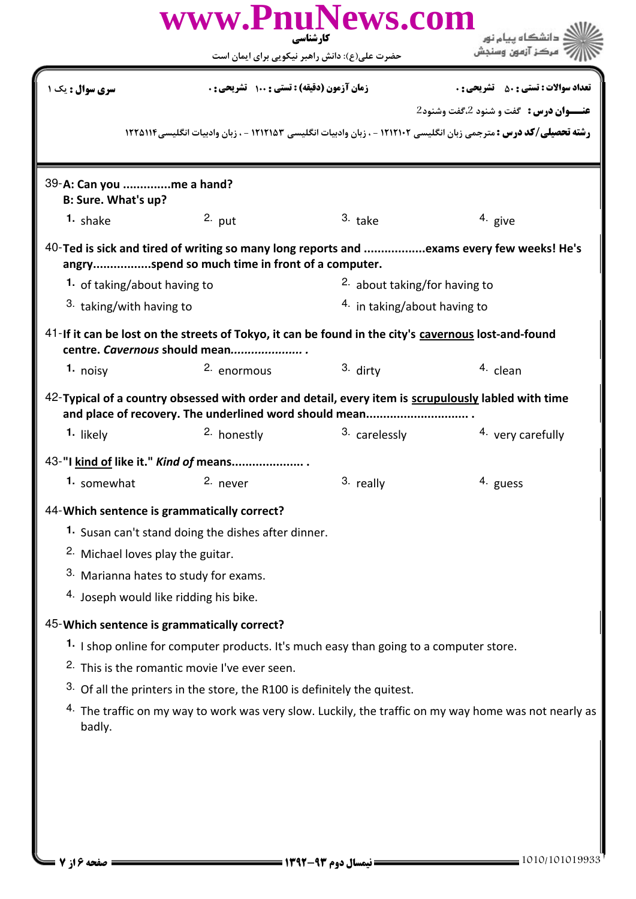**سری سوال :** یک ۱ | **زمان آزمون (دقیقه) :** تستی : ۱۰۰ تشریحی : ۰ | **تعداد سوالات :** تستی : ۵۰ تشریحی : ۰

**عنـــوان درس :** گفت و شنود 2،گفت وشنود2

**رشته تحصیلی/کد درس :** مترجمی زبان انگلیسی ۱۲۱۲۱۰۲ - ، زبان وادبیات انگلیسی ۱۲۱۲۱۵۳ - ، زبان وادبیات انگلیسی ۱۲۲۵۱۱۴

39- **A: Can you ..............me a hand?**
**B: Sure. What's up?**

1. shake
2. put
3. take
4. give

40- **Ted is sick and tired of writing so many long reports and ..................exams every few weeks! He's angry.................spend so much time in front of a computer.**

1. of taking/about having to
2. about taking/for having to
3. taking/with having to
4. in taking/about having to

41- **If it can be lost on the streets of Tokyo, it can be found in the city's cavernous lost-and-found centre. *Cavernous* should mean..................... .**

1. noisy
2. enormous
3. dirty
4. clean

42- **Typical of a country obsessed with order and detail, every item is scrupulously labled with time and place of recovery. The underlined word should mean.............................. .**

1. likely
2. honestly
3. carelessly
4. very carefully

43- **"I kind of like it." *Kind of* means..................... .**

1. somewhat
2. never
3. really
4. guess

44- **Which sentence is grammatically correct?**

1. Susan can't stand doing the dishes after dinner.
2. Michael loves play the guitar.
3. Marianna hates to study for exams.
4. Joseph would like ridding his bike.

45- **Which sentence is grammatically correct?**

1. I shop online for computer products. It's much easy than going to a computer store.
2. This is the romantic movie I've ever seen.
3. Of all the printers in the store, the R100 is definitely the quitest.
4. The traffic on my way to work was very slow. Luckily, the traffic on my way home was not nearly as badly.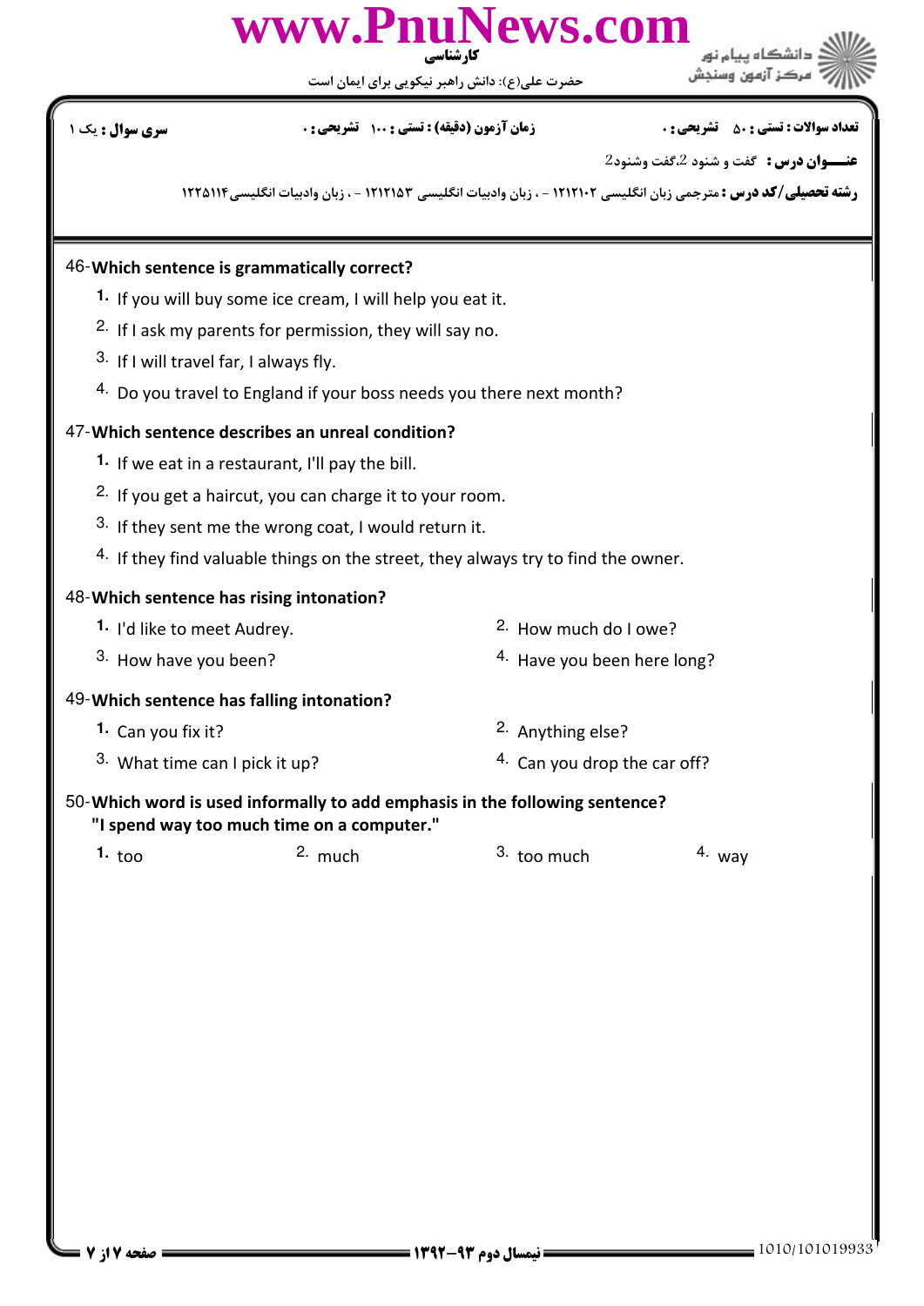**سری سوال :** یک ۱ &nbsp;&nbsp;&nbsp; **زمان آزمون (دقیقه) : تستی :** ۱۰۰ **تشریحی :** ۰ &nbsp;&nbsp;&nbsp; **تعداد سوالات : تستی :** ۵۰ **تشریحی :** ۰

**عنـــوان درس :** گفت و شنود 2،گفت وشنود2

**رشته تحصیلی/کد درس :** مترجمی زبان انگلیسی ۱۲۱۲۱۰۲ - ، زبان وادبیات انگلیسی ۱۲۱۲۱۵۳ - ، زبان وادبیات انگلیسی۱۲۲۵۱۱۴

46-**Which sentence is grammatically correct?**

1. If you will buy some ice cream, I will help you eat it.
2. If I ask my parents for permission, they will say no.
3. If I will travel far, I always fly.
4. Do you travel to England if your boss needs you there next month?

47-**Which sentence describes an unreal condition?**

1. If we eat in a restaurant, I'll pay the bill.
2. If you get a haircut, you can charge it to your room.
3. If they sent me the wrong coat, I would return it.
4. If they find valuable things on the street, they always try to find the owner.

48-**Which sentence has rising intonation?**

1. I'd like to meet Audrey.
2. How much do I owe?
3. How have you been?
4. Have you been here long?

49-**Which sentence has falling intonation?**

1. Can you fix it?
2. Anything else?
3. What time can I pick it up?
4. Can you drop the car off?

50-**Which word is used informally to add emphasis in the following sentence?**
**"I spend way too much time on a computer."**

1. too
2. much
3. too much
4. way